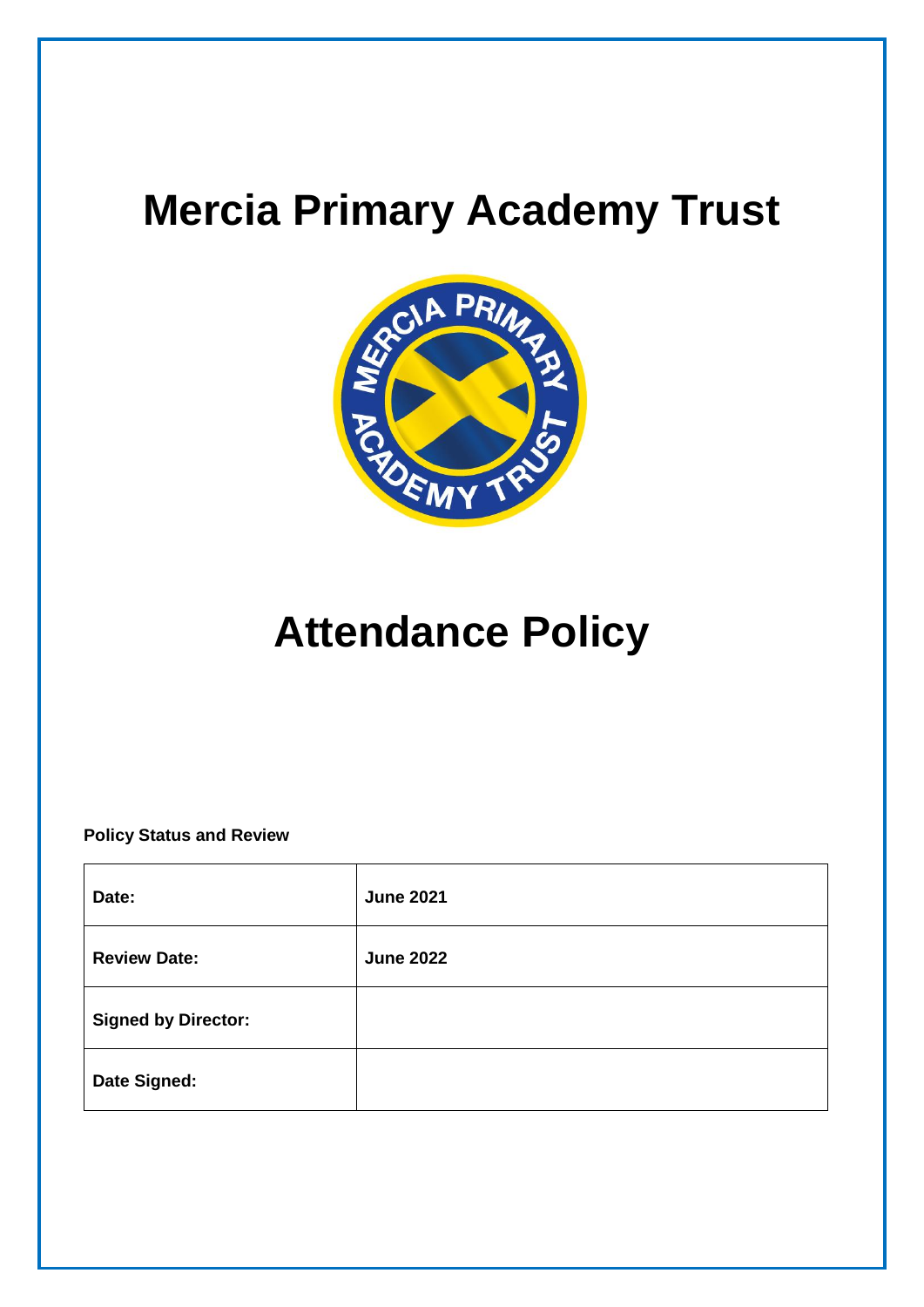# Mercia Primary Academy Trust

# Attendance Policy

**Policy Status and Review**

| **Date:** | **June 2021** |
|---|---|
| **Review Date:** | **June 2022** |
| **Signed by Director:** | |
| **Date Signed:** | |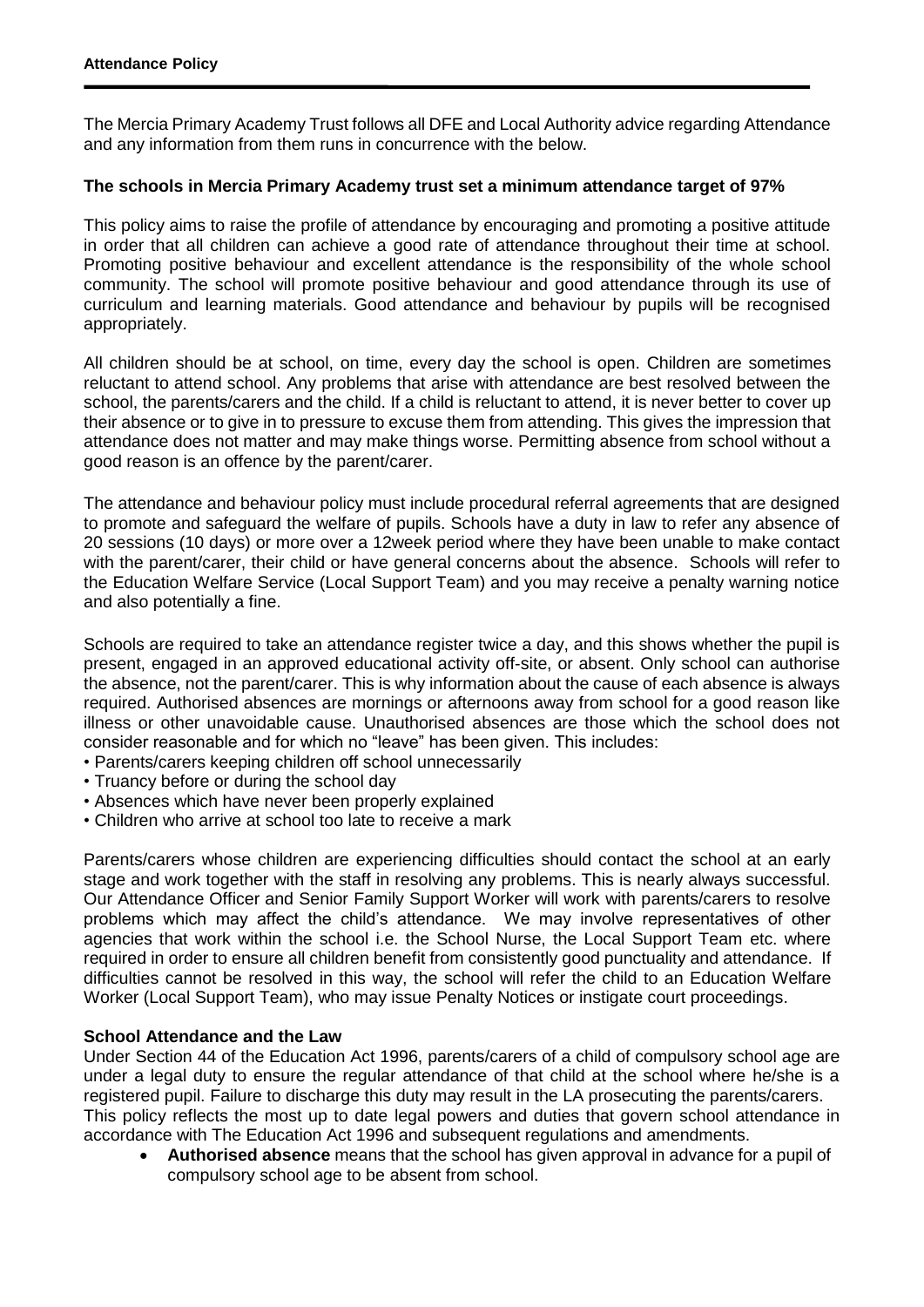**Attendance Policy**

The Mercia Primary Academy Trust follows all DFE and Local Authority advice regarding Attendance and any information from them runs in concurrence with the below.

**The schools in Mercia Primary Academy trust set a minimum attendance target of 97%**

This policy aims to raise the profile of attendance by encouraging and promoting a positive attitude in order that all children can achieve a good rate of attendance throughout their time at school. Promoting positive behaviour and excellent attendance is the responsibility of the whole school community. The school will promote positive behaviour and good attendance through its use of curriculum and learning materials. Good attendance and behaviour by pupils will be recognised appropriately.

All children should be at school, on time, every day the school is open. Children are sometimes reluctant to attend school. Any problems that arise with attendance are best resolved between the school, the parents/carers and the child. If a child is reluctant to attend, it is never better to cover up their absence or to give in to pressure to excuse them from attending. This gives the impression that attendance does not matter and may make things worse. Permitting absence from school without a good reason is an offence by the parent/carer.

The attendance and behaviour policy must include procedural referral agreements that are designed to promote and safeguard the welfare of pupils. Schools have a duty in law to refer any absence of 20 sessions (10 days) or more over a 12week period where they have been unable to make contact with the parent/carer, their child or have general concerns about the absence. Schools will refer to the Education Welfare Service (Local Support Team) and you may receive a penalty warning notice and also potentially a fine.

Schools are required to take an attendance register twice a day, and this shows whether the pupil is present, engaged in an approved educational activity off-site, or absent. Only school can authorise the absence, not the parent/carer. This is why information about the cause of each absence is always required. Authorised absences are mornings or afternoons away from school for a good reason like illness or other unavoidable cause. Unauthorised absences are those which the school does not consider reasonable and for which no "leave" has been given. This includes:

- Parents/carers keeping children off school unnecessarily
- Truancy before or during the school day
- Absences which have never been properly explained
- Children who arrive at school too late to receive a mark

Parents/carers whose children are experiencing difficulties should contact the school at an early stage and work together with the staff in resolving any problems. This is nearly always successful. Our Attendance Officer and Senior Family Support Worker will work with parents/carers to resolve problems which may affect the child's attendance. We may involve representatives of other agencies that work within the school i.e. the School Nurse, the Local Support Team etc. where required in order to ensure all children benefit from consistently good punctuality and attendance. If difficulties cannot be resolved in this way, the school will refer the child to an Education Welfare Worker (Local Support Team), who may issue Penalty Notices or instigate court proceedings.

**School Attendance and the Law**

Under Section 44 of the Education Act 1996, parents/carers of a child of compulsory school age are under a legal duty to ensure the regular attendance of that child at the school where he/she is a registered pupil. Failure to discharge this duty may result in the LA prosecuting the parents/carers. This policy reflects the most up to date legal powers and duties that govern school attendance in accordance with The Education Act 1996 and subsequent regulations and amendments.

- **Authorised absence** means that the school has given approval in advance for a pupil of compulsory school age to be absent from school.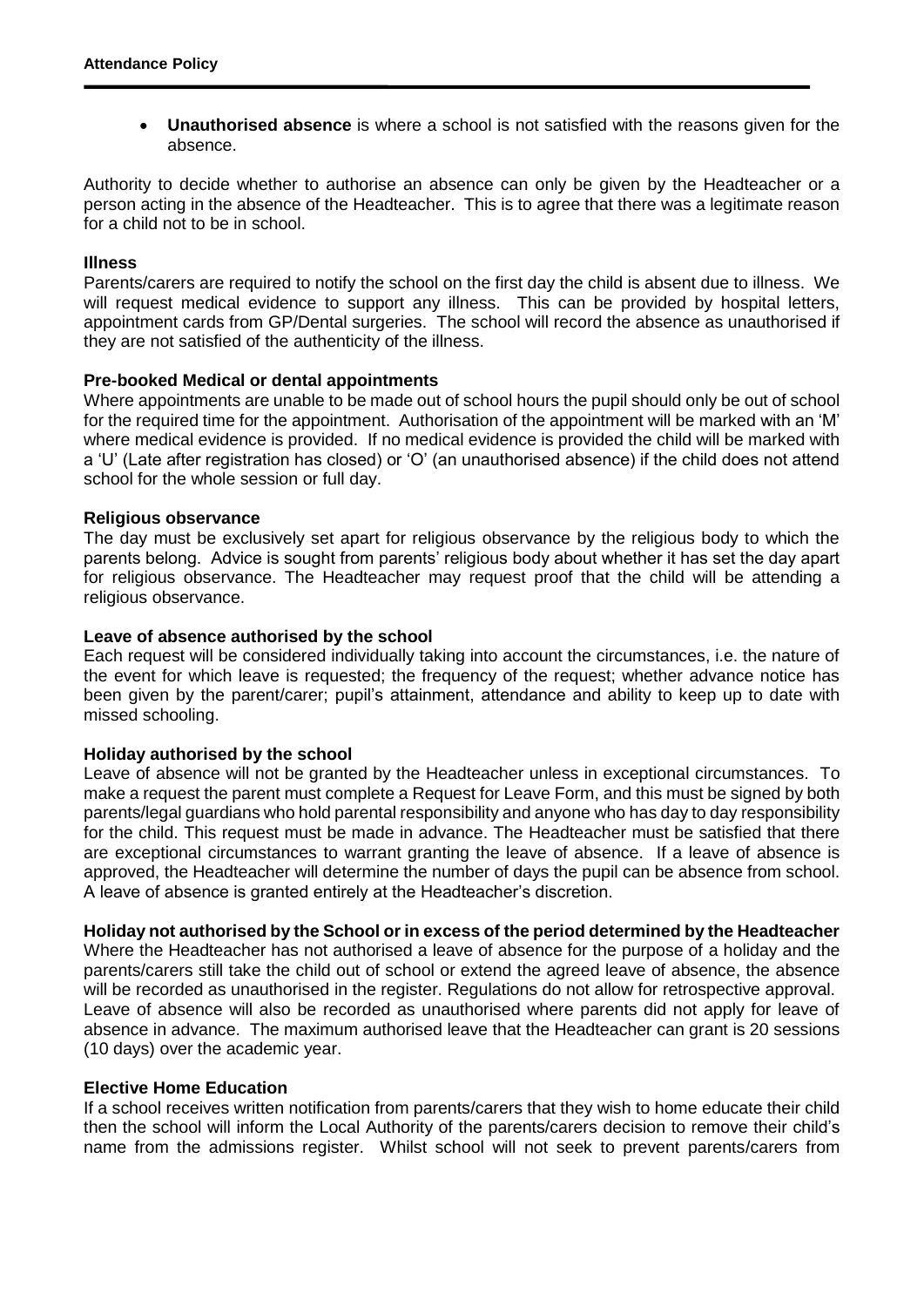- **Unauthorised absence** is where a school is not satisfied with the reasons given for the absence.

Authority to decide whether to authorise an absence can only be given by the Headteacher or a person acting in the absence of the Headteacher. This is to agree that there was a legitimate reason for a child not to be in school.

**Illness**

Parents/carers are required to notify the school on the first day the child is absent due to illness. We will request medical evidence to support any illness. This can be provided by hospital letters, appointment cards from GP/Dental surgeries. The school will record the absence as unauthorised if they are not satisfied of the authenticity of the illness.

**Pre-booked Medical or dental appointments**

Where appointments are unable to be made out of school hours the pupil should only be out of school for the required time for the appointment. Authorisation of the appointment will be marked with an 'M' where medical evidence is provided. If no medical evidence is provided the child will be marked with a 'U' (Late after registration has closed) or 'O' (an unauthorised absence) if the child does not attend school for the whole session or full day.

**Religious observance**

The day must be exclusively set apart for religious observance by the religious body to which the parents belong. Advice is sought from parents' religious body about whether it has set the day apart for religious observance. The Headteacher may request proof that the child will be attending a religious observance.

**Leave of absence authorised by the school**

Each request will be considered individually taking into account the circumstances, i.e. the nature of the event for which leave is requested; the frequency of the request; whether advance notice has been given by the parent/carer; pupil's attainment, attendance and ability to keep up to date with missed schooling.

**Holiday authorised by the school**

Leave of absence will not be granted by the Headteacher unless in exceptional circumstances. To make a request the parent must complete a Request for Leave Form, and this must be signed by both parents/legal guardians who hold parental responsibility and anyone who has day to day responsibility for the child. This request must be made in advance. The Headteacher must be satisfied that there are exceptional circumstances to warrant granting the leave of absence. If a leave of absence is approved, the Headteacher will determine the number of days the pupil can be absence from school. A leave of absence is granted entirely at the Headteacher's discretion.

**Holiday not authorised by the School or in excess of the period determined by the Headteacher**

Where the Headteacher has not authorised a leave of absence for the purpose of a holiday and the parents/carers still take the child out of school or extend the agreed leave of absence, the absence will be recorded as unauthorised in the register. Regulations do not allow for retrospective approval. Leave of absence will also be recorded as unauthorised where parents did not apply for leave of absence in advance. The maximum authorised leave that the Headteacher can grant is 20 sessions (10 days) over the academic year.

**Elective Home Education**

If a school receives written notification from parents/carers that they wish to home educate their child then the school will inform the Local Authority of the parents/carers decision to remove their child's name from the admissions register. Whilst school will not seek to prevent parents/carers from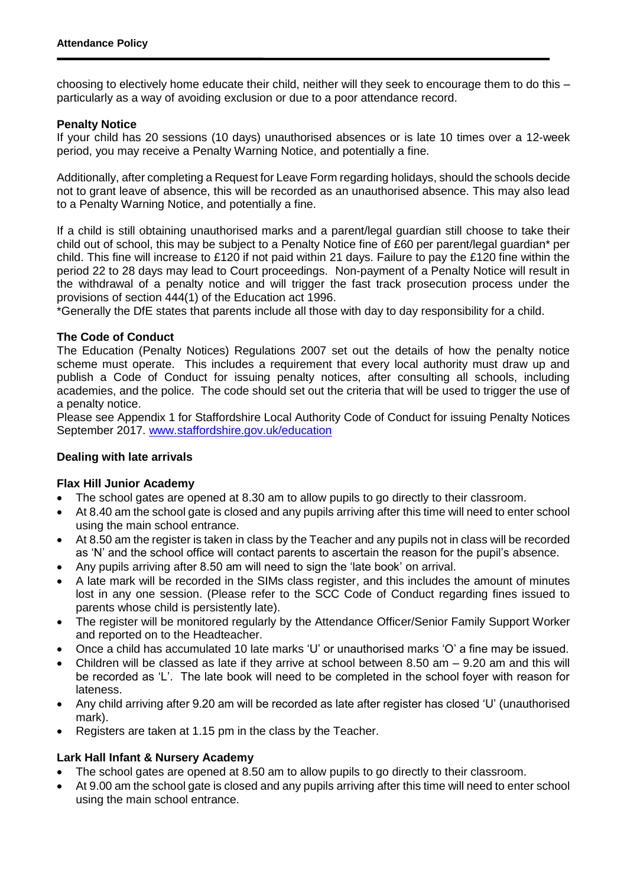choosing to electively home educate their child, neither will they seek to encourage them to do this – particularly as a way of avoiding exclusion or due to a poor attendance record.

**Penalty Notice**

If your child has 20 sessions (10 days) unauthorised absences or is late 10 times over a 12-week period, you may receive a Penalty Warning Notice, and potentially a fine.

Additionally, after completing a Request for Leave Form regarding holidays, should the schools decide not to grant leave of absence, this will be recorded as an unauthorised absence. This may also lead to a Penalty Warning Notice, and potentially a fine.

If a child is still obtaining unauthorised marks and a parent/legal guardian still choose to take their child out of school, this may be subject to a Penalty Notice fine of £60 per parent/legal guardian* per child. This fine will increase to £120 if not paid within 21 days. Failure to pay the £120 fine within the period 22 to 28 days may lead to Court proceedings. Non-payment of a Penalty Notice will result in the withdrawal of a penalty notice and will trigger the fast track prosecution process under the provisions of section 444(1) of the Education act 1996.

*Generally the DfE states that parents include all those with day to day responsibility for a child.

**The Code of Conduct**

The Education (Penalty Notices) Regulations 2007 set out the details of how the penalty notice scheme must operate. This includes a requirement that every local authority must draw up and publish a Code of Conduct for issuing penalty notices, after consulting all schools, including academies, and the police. The code should set out the criteria that will be used to trigger the use of a penalty notice.

Please see Appendix 1 for Staffordshire Local Authority Code of Conduct for issuing Penalty Notices September 2017. www.staffordshire.gov.uk/education

**Dealing with late arrivals**

**Flax Hill Junior Academy**

- The school gates are opened at 8.30 am to allow pupils to go directly to their classroom.
- At 8.40 am the school gate is closed and any pupils arriving after this time will need to enter school using the main school entrance.
- At 8.50 am the register is taken in class by the Teacher and any pupils not in class will be recorded as 'N' and the school office will contact parents to ascertain the reason for the pupil's absence.
- Any pupils arriving after 8.50 am will need to sign the 'late book' on arrival.
- A late mark will be recorded in the SIMs class register, and this includes the amount of minutes lost in any one session. (Please refer to the SCC Code of Conduct regarding fines issued to parents whose child is persistently late).
- The register will be monitored regularly by the Attendance Officer/Senior Family Support Worker and reported on to the Headteacher.
- Once a child has accumulated 10 late marks 'U' or unauthorised marks 'O' a fine may be issued.
- Children will be classed as late if they arrive at school between 8.50 am – 9.20 am and this will be recorded as 'L'. The late book will need to be completed in the school foyer with reason for lateness.
- Any child arriving after 9.20 am will be recorded as late after register has closed 'U' (unauthorised mark).
- Registers are taken at 1.15 pm in the class by the Teacher.

**Lark Hall Infant & Nursery Academy**

- The school gates are opened at 8.50 am to allow pupils to go directly to their classroom.
- At 9.00 am the school gate is closed and any pupils arriving after this time will need to enter school using the main school entrance.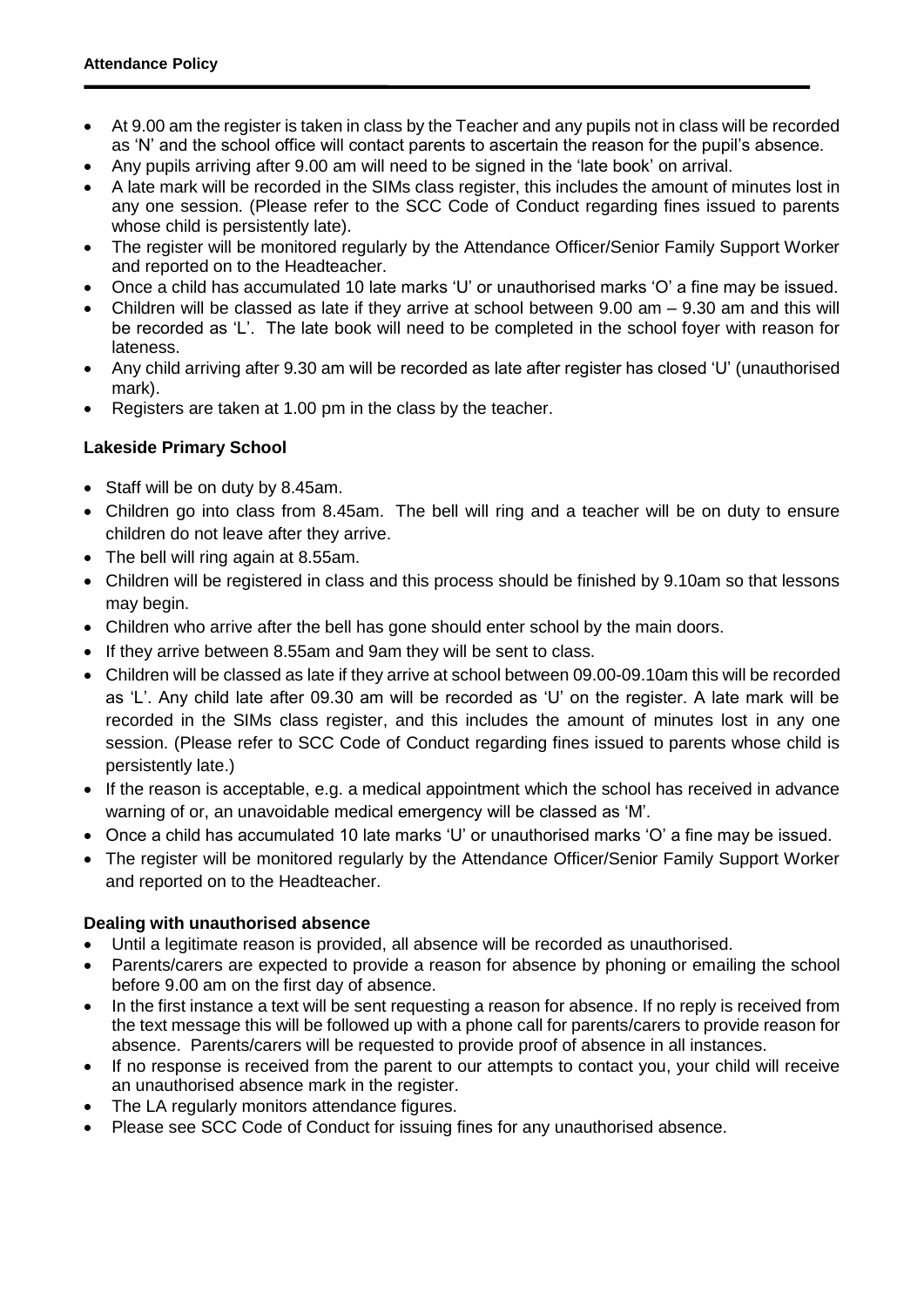- At 9.00 am the register is taken in class by the Teacher and any pupils not in class will be recorded as 'N' and the school office will contact parents to ascertain the reason for the pupil's absence.
- Any pupils arriving after 9.00 am will need to be signed in the 'late book' on arrival.
- A late mark will be recorded in the SIMs class register, this includes the amount of minutes lost in any one session. (Please refer to the SCC Code of Conduct regarding fines issued to parents whose child is persistently late).
- The register will be monitored regularly by the Attendance Officer/Senior Family Support Worker and reported on to the Headteacher.
- Once a child has accumulated 10 late marks 'U' or unauthorised marks 'O' a fine may be issued.
- Children will be classed as late if they arrive at school between 9.00 am – 9.30 am and this will be recorded as 'L'. The late book will need to be completed in the school foyer with reason for lateness.
- Any child arriving after 9.30 am will be recorded as late after register has closed 'U' (unauthorised mark).
- Registers are taken at 1.00 pm in the class by the teacher.

### Lakeside Primary School

- Staff will be on duty by 8.45am.
- Children go into class from 8.45am. The bell will ring and a teacher will be on duty to ensure children do not leave after they arrive.
- The bell will ring again at 8.55am.
- Children will be registered in class and this process should be finished by 9.10am so that lessons may begin.
- Children who arrive after the bell has gone should enter school by the main doors.
- If they arrive between 8.55am and 9am they will be sent to class.
- Children will be classed as late if they arrive at school between 09.00-09.10am this will be recorded as 'L'. Any child late after 09.30 am will be recorded as 'U' on the register. A late mark will be recorded in the SIMs class register, and this includes the amount of minutes lost in any one session. (Please refer to SCC Code of Conduct regarding fines issued to parents whose child is persistently late.)
- If the reason is acceptable, e.g. a medical appointment which the school has received in advance warning of or, an unavoidable medical emergency will be classed as 'M'.
- Once a child has accumulated 10 late marks 'U' or unauthorised marks 'O' a fine may be issued.
- The register will be monitored regularly by the Attendance Officer/Senior Family Support Worker and reported on to the Headteacher.

### Dealing with unauthorised absence

- Until a legitimate reason is provided, all absence will be recorded as unauthorised.
- Parents/carers are expected to provide a reason for absence by phoning or emailing the school before 9.00 am on the first day of absence.
- In the first instance a text will be sent requesting a reason for absence. If no reply is received from the text message this will be followed up with a phone call for parents/carers to provide reason for absence. Parents/carers will be requested to provide proof of absence in all instances.
- If no response is received from the parent to our attempts to contact you, your child will receive an unauthorised absence mark in the register.
- The LA regularly monitors attendance figures.
- Please see SCC Code of Conduct for issuing fines for any unauthorised absence.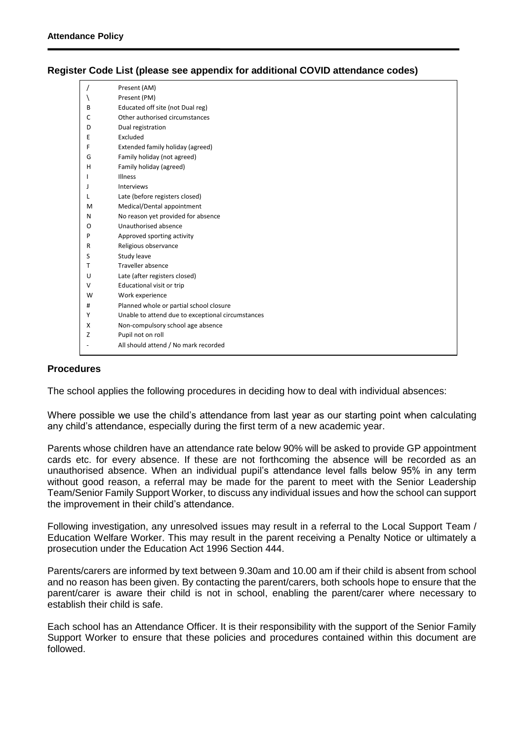### Register Code List (please see appendix for additional COVID attendance codes)

| Code | Description |
|---|---|
| / | Present (AM) |
| \ | Present (PM) |
| B | Educated off site (not Dual reg) |
| C | Other authorised circumstances |
| D | Dual registration |
| E | Excluded |
| F | Extended family holiday (agreed) |
| G | Family holiday (not agreed) |
| H | Family holiday (agreed) |
| I | Illness |
| J | Interviews |
| L | Late (before registers closed) |
| M | Medical/Dental appointment |
| N | No reason yet provided for absence |
| O | Unauthorised absence |
| P | Approved sporting activity |
| R | Religious observance |
| S | Study leave |
| T | Traveller absence |
| U | Late (after registers closed) |
| V | Educational visit or trip |
| W | Work experience |
| # | Planned whole or partial school closure |
| Y | Unable to attend due to exceptional circumstances |
| X | Non-compulsory school age absence |
| Z | Pupil not on roll |
| - | All should attend / No mark recorded |

### Procedures

The school applies the following procedures in deciding how to deal with individual absences:

Where possible we use the child's attendance from last year as our starting point when calculating any child's attendance, especially during the first term of a new academic year.

Parents whose children have an attendance rate below 90% will be asked to provide GP appointment cards etc. for every absence. If these are not forthcoming the absence will be recorded as an unauthorised absence. When an individual pupil's attendance level falls below 95% in any term without good reason, a referral may be made for the parent to meet with the Senior Leadership Team/Senior Family Support Worker, to discuss any individual issues and how the school can support the improvement in their child's attendance.

Following investigation, any unresolved issues may result in a referral to the Local Support Team / Education Welfare Worker. This may result in the parent receiving a Penalty Notice or ultimately a prosecution under the Education Act 1996 Section 444.

Parents/carers are informed by text between 9.30am and 10.00 am if their child is absent from school and no reason has been given. By contacting the parent/carers, both schools hope to ensure that the parent/carer is aware their child is not in school, enabling the parent/carer where necessary to establish their child is safe.

Each school has an Attendance Officer. It is their responsibility with the support of the Senior Family Support Worker to ensure that these policies and procedures contained within this document are followed.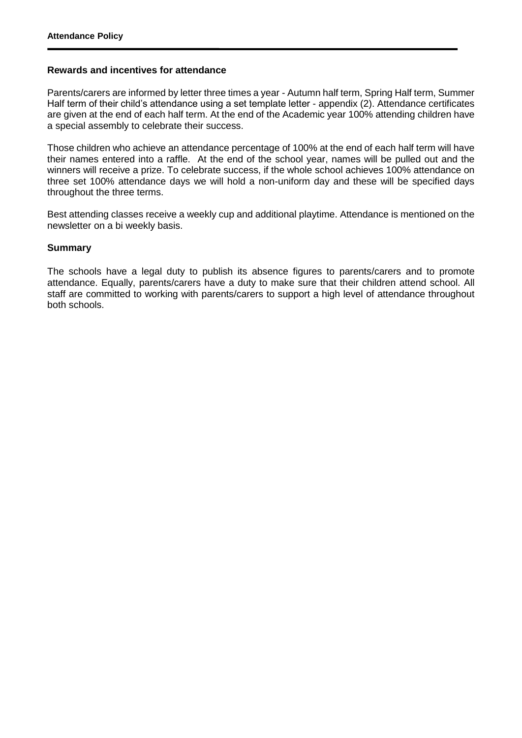## Rewards and incentives for attendance

Parents/carers are informed by letter three times a year - Autumn half term, Spring Half term, Summer Half term of their child's attendance using a set template letter - appendix (2). Attendance certificates are given at the end of each half term. At the end of the Academic year 100% attending children have a special assembly to celebrate their success.

Those children who achieve an attendance percentage of 100% at the end of each half term will have their names entered into a raffle. At the end of the school year, names will be pulled out and the winners will receive a prize. To celebrate success, if the whole school achieves 100% attendance on three set 100% attendance days we will hold a non-uniform day and these will be specified days throughout the three terms.

Best attending classes receive a weekly cup and additional playtime. Attendance is mentioned on the newsletter on a bi weekly basis.

## Summary

The schools have a legal duty to publish its absence figures to parents/carers and to promote attendance. Equally, parents/carers have a duty to make sure that their children attend school. All staff are committed to working with parents/carers to support a high level of attendance throughout both schools.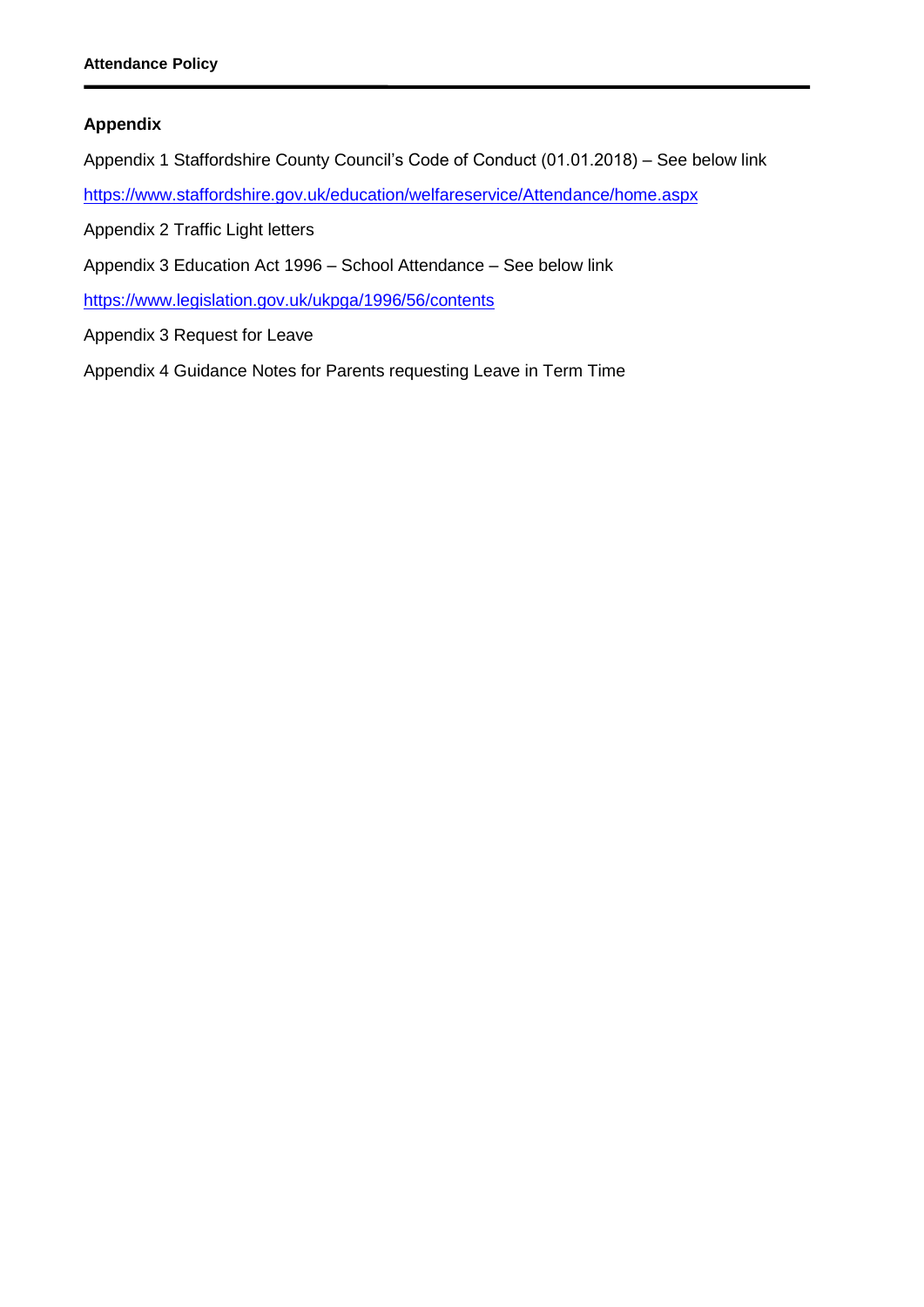## Appendix

Appendix 1 Staffordshire County Council's Code of Conduct (01.01.2018) – See below link

https://www.staffordshire.gov.uk/education/welfareservice/Attendance/home.aspx

Appendix 2 Traffic Light letters

Appendix 3 Education Act 1996 – School Attendance – See below link

https://www.legislation.gov.uk/ukpga/1996/56/contents

Appendix 3 Request for Leave

Appendix 4 Guidance Notes for Parents requesting Leave in Term Time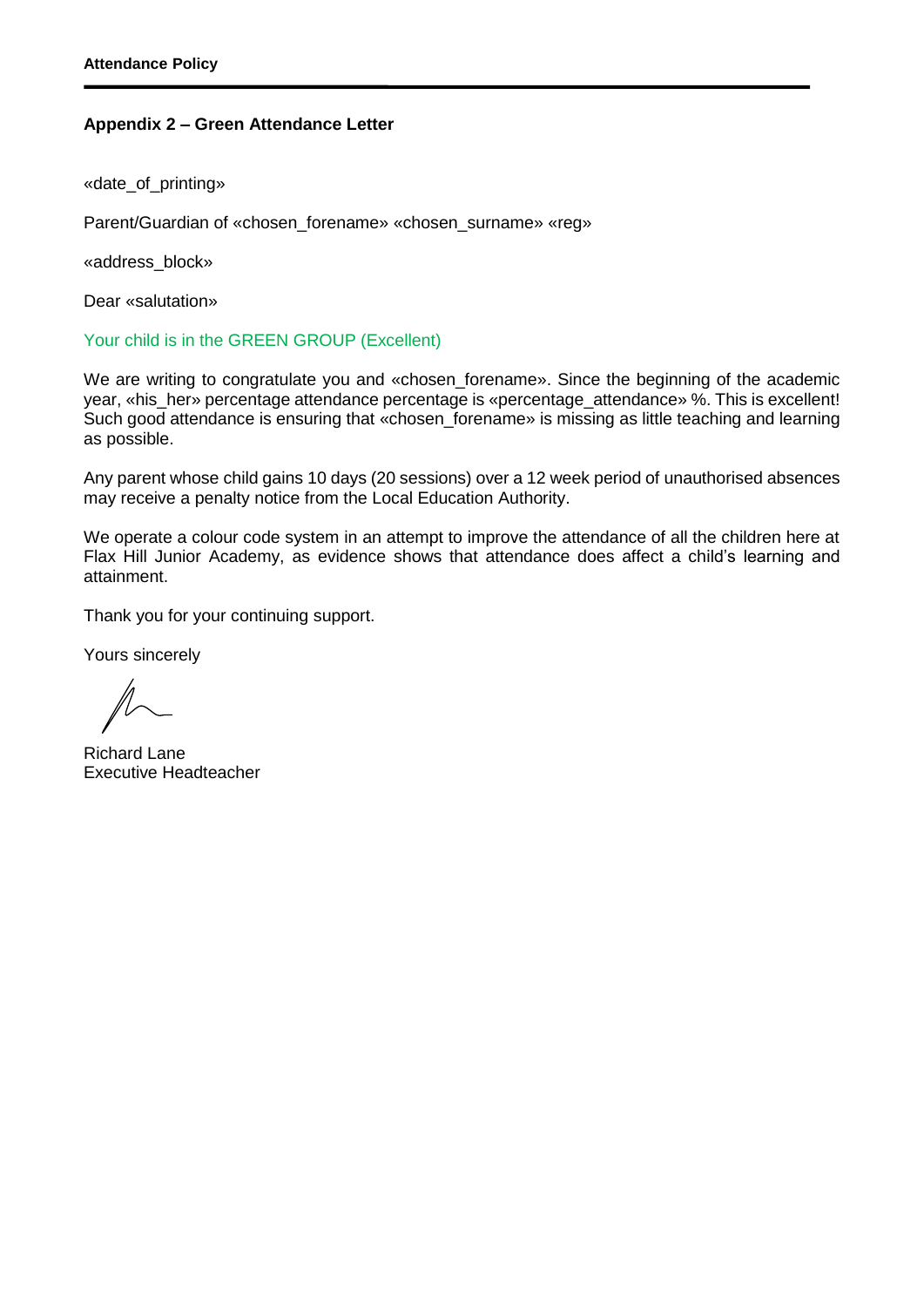## Appendix 2 – Green Attendance Letter

«date_of_printing»

Parent/Guardian of «chosen_forename» «chosen_surname» «reg»

«address_block»

Dear «salutation»

Your child is in the GREEN GROUP (Excellent)

We are writing to congratulate you and «chosen_forename». Since the beginning of the academic year, «his_her» percentage attendance percentage is «percentage_attendance» %. This is excellent! Such good attendance is ensuring that «chosen_forename» is missing as little teaching and learning as possible.

Any parent whose child gains 10 days (20 sessions) over a 12 week period of unauthorised absences may receive a penalty notice from the Local Education Authority.

We operate a colour code system in an attempt to improve the attendance of all the children here at Flax Hill Junior Academy, as evidence shows that attendance does affect a child's learning and attainment.

Thank you for your continuing support.

Yours sincerely

Richard Lane
Executive Headteacher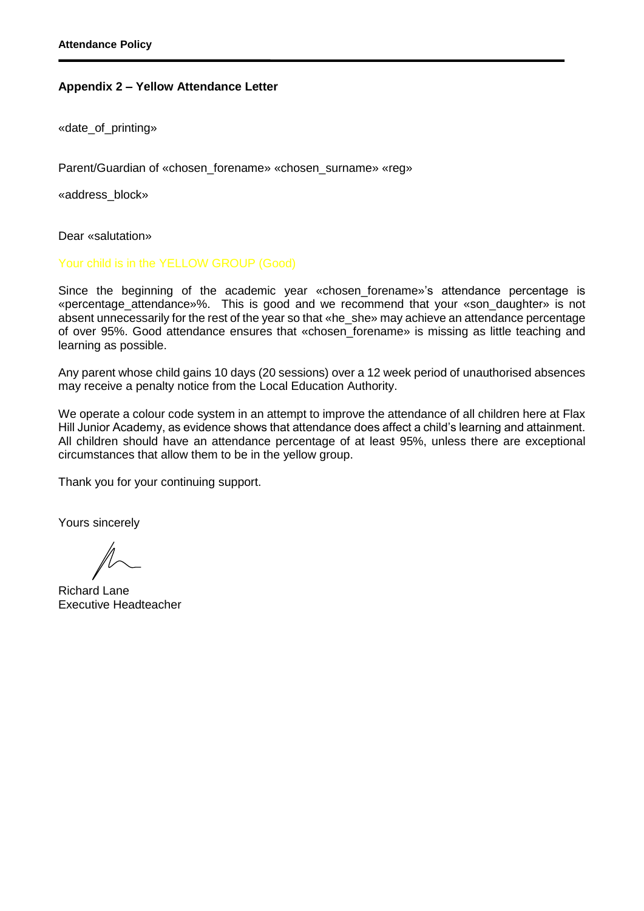## Appendix 2 – Yellow Attendance Letter

«date_of_printing»

Parent/Guardian of «chosen_forename» «chosen_surname» «reg»

«address_block»

Dear «salutation»

Your child is in the YELLOW GROUP (Good)

Since the beginning of the academic year «chosen_forename»'s attendance percentage is «percentage_attendance»%. This is good and we recommend that your «son_daughter» is not absent unnecessarily for the rest of the year so that «he_she» may achieve an attendance percentage of over 95%. Good attendance ensures that «chosen_forename» is missing as little teaching and learning as possible.

Any parent whose child gains 10 days (20 sessions) over a 12 week period of unauthorised absences may receive a penalty notice from the Local Education Authority.

We operate a colour code system in an attempt to improve the attendance of all children here at Flax Hill Junior Academy, as evidence shows that attendance does affect a child's learning and attainment. All children should have an attendance percentage of at least 95%, unless there are exceptional circumstances that allow them to be in the yellow group.

Thank you for your continuing support.

Yours sincerely

Richard Lane
Executive Headteacher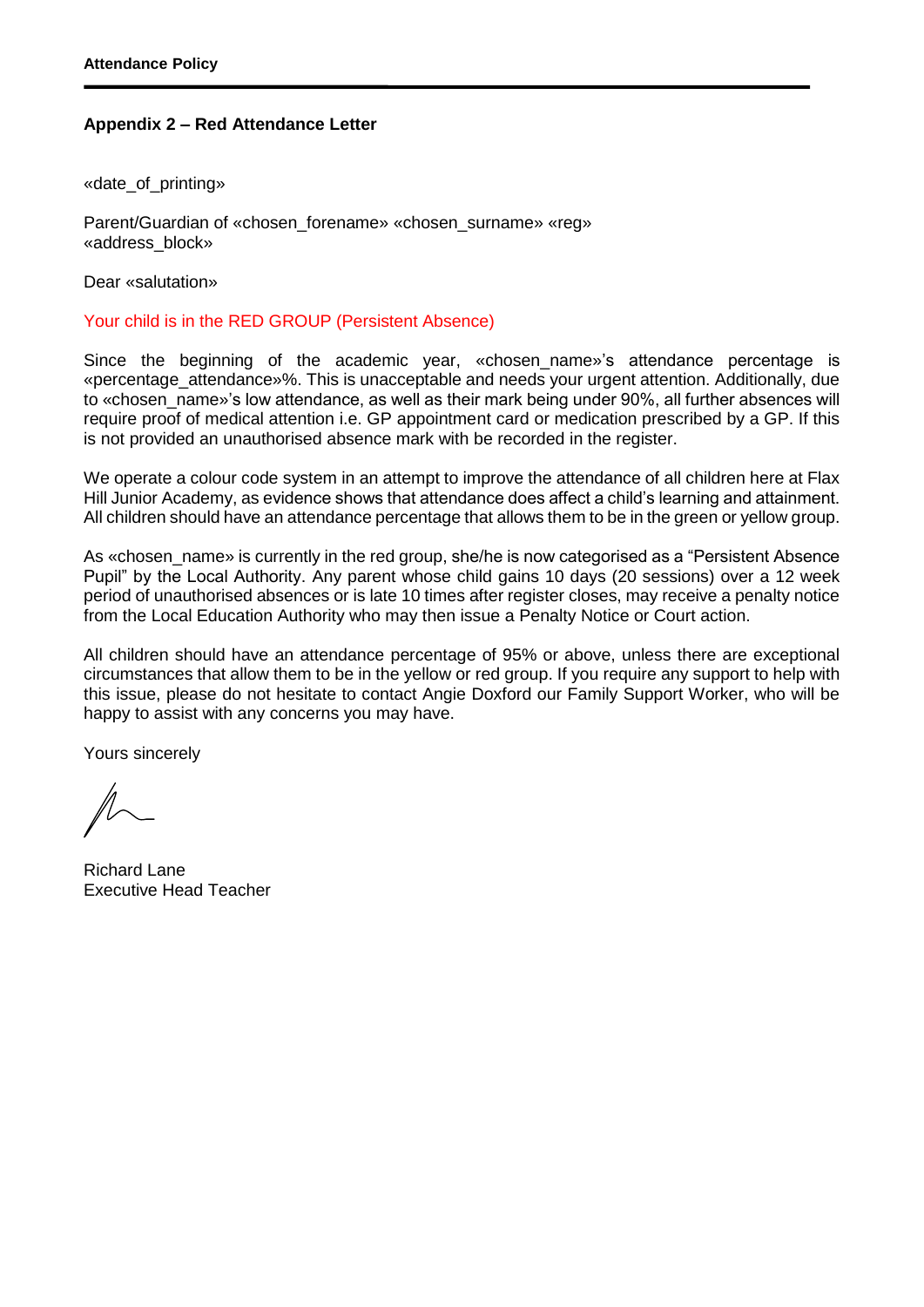### Appendix 2 – Red Attendance Letter

«date_of_printing»

Parent/Guardian of «chosen_forename» «chosen_surname» «reg»
«address_block»

Dear «salutation»

Your child is in the RED GROUP (Persistent Absence)

Since the beginning of the academic year, «chosen_name»'s attendance percentage is «percentage_attendance»%. This is unacceptable and needs your urgent attention. Additionally, due to «chosen_name»'s low attendance, as well as their mark being under 90%, all further absences will require proof of medical attention i.e. GP appointment card or medication prescribed by a GP. If this is not provided an unauthorised absence mark with be recorded in the register.

We operate a colour code system in an attempt to improve the attendance of all children here at Flax Hill Junior Academy, as evidence shows that attendance does affect a child's learning and attainment. All children should have an attendance percentage that allows them to be in the green or yellow group.

As «chosen_name» is currently in the red group, she/he is now categorised as a "Persistent Absence Pupil" by the Local Authority. Any parent whose child gains 10 days (20 sessions) over a 12 week period of unauthorised absences or is late 10 times after register closes, may receive a penalty notice from the Local Education Authority who may then issue a Penalty Notice or Court action.

All children should have an attendance percentage of 95% or above, unless there are exceptional circumstances that allow them to be in the yellow or red group. If you require any support to help with this issue, please do not hesitate to contact Angie Doxford our Family Support Worker, who will be happy to assist with any concerns you may have.

Yours sincerely

Richard Lane
Executive Head Teacher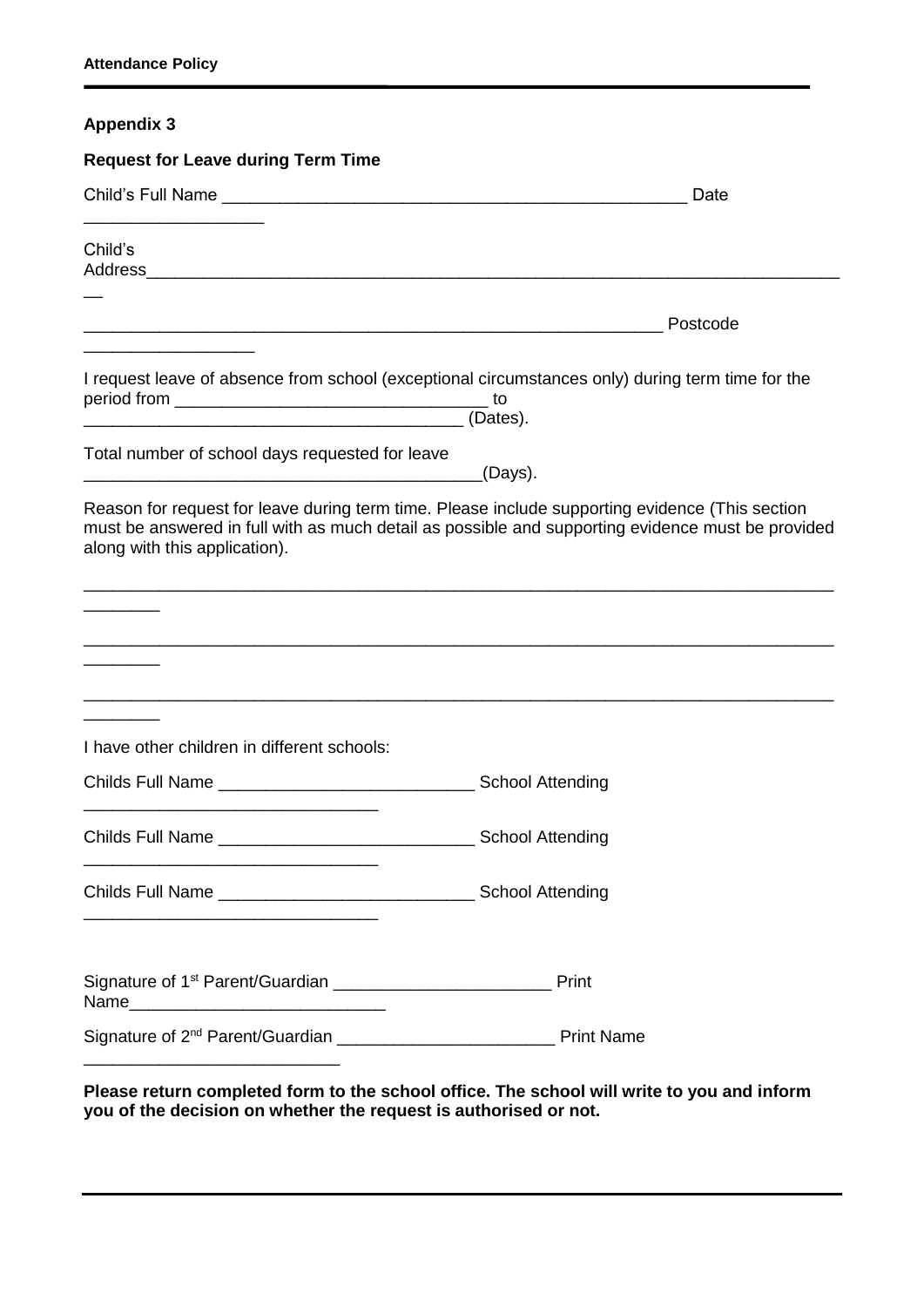## Appendix 3

**Request for Leave during Term Time**

Child's Full Name ________________________________________________ Date __________________

Child's Address__________________________________________________________________________

______________________________________________________________ Postcode _________________

I request leave of absence from school (exceptional circumstances only) during term time for the period from _________________________________ to ________________________________________ (Dates).

Total number of school days requested for leave __________________________________________(Days).

Reason for request for leave during term time. Please include supporting evidence (This section must be answered in full with as much detail as possible and supporting evidence must be provided along with this application).

__________________________________________________________________________________________

__________________________________________________________________________________________

__________________________________________________________________________________________

I have other children in different schools:

Childs Full Name __________________________ School Attending _______________________________

Childs Full Name __________________________ School Attending _______________________________

Childs Full Name __________________________ School Attending _______________________________

Signature of 1st Parent/Guardian ______________________ Print Name__________________________

Signature of 2nd Parent/Guardian ______________________ Print Name __________________________

**Please return completed form to the school office. The school will write to you and inform you of the decision on whether the request is authorised or not.**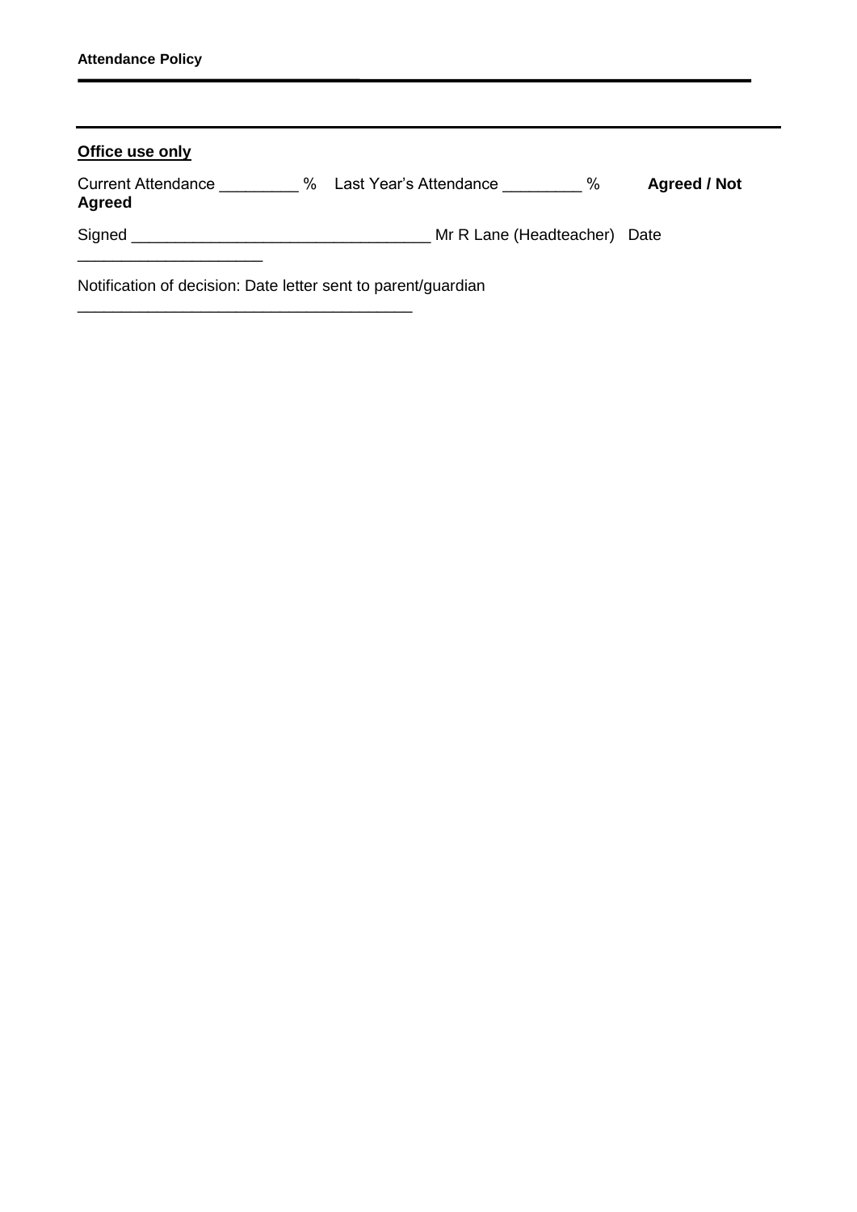**Office use only**

Current Attendance _________ %  Last Year's Attendance _________ %  **Agreed / Not Agreed**

Signed _________________________________ Mr R Lane (Headteacher)  Date ____________________

Notification of decision: Date letter sent to parent/guardian _____________________________________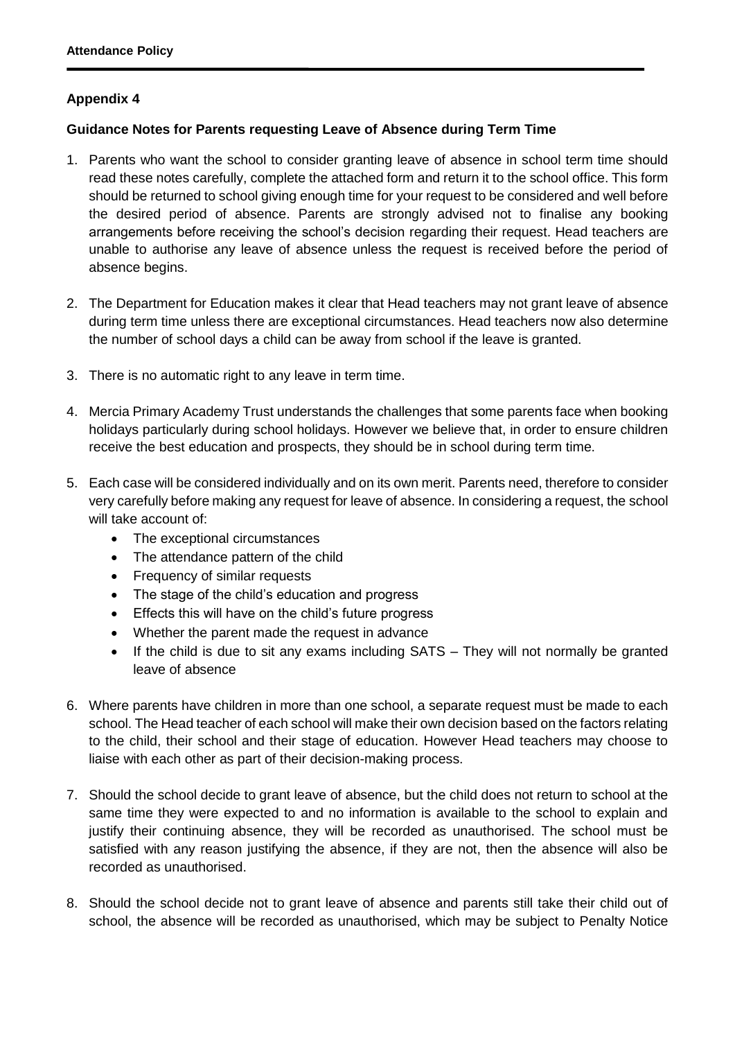## Appendix 4

### Guidance Notes for Parents requesting Leave of Absence during Term Time

1. Parents who want the school to consider granting leave of absence in school term time should read these notes carefully, complete the attached form and return it to the school office. This form should be returned to school giving enough time for your request to be considered and well before the desired period of absence. Parents are strongly advised not to finalise any booking arrangements before receiving the school's decision regarding their request. Head teachers are unable to authorise any leave of absence unless the request is received before the period of absence begins.

2. The Department for Education makes it clear that Head teachers may not grant leave of absence during term time unless there are exceptional circumstances. Head teachers now also determine the number of school days a child can be away from school if the leave is granted.

3. There is no automatic right to any leave in term time.

4. Mercia Primary Academy Trust understands the challenges that some parents face when booking holidays particularly during school holidays. However we believe that, in order to ensure children receive the best education and prospects, they should be in school during term time.

5. Each case will be considered individually and on its own merit. Parents need, therefore to consider very carefully before making any request for leave of absence. In considering a request, the school will take account of:
   - The exceptional circumstances
   - The attendance pattern of the child
   - Frequency of similar requests
   - The stage of the child's education and progress
   - Effects this will have on the child's future progress
   - Whether the parent made the request in advance
   - If the child is due to sit any exams including SATS – They will not normally be granted leave of absence

6. Where parents have children in more than one school, a separate request must be made to each school. The Head teacher of each school will make their own decision based on the factors relating to the child, their school and their stage of education. However Head teachers may choose to liaise with each other as part of their decision-making process.

7. Should the school decide to grant leave of absence, but the child does not return to school at the same time they were expected to and no information is available to the school to explain and justify their continuing absence, they will be recorded as unauthorised. The school must be satisfied with any reason justifying the absence, if they are not, then the absence will also be recorded as unauthorised.

8. Should the school decide not to grant leave of absence and parents still take their child out of school, the absence will be recorded as unauthorised, which may be subject to Penalty Notice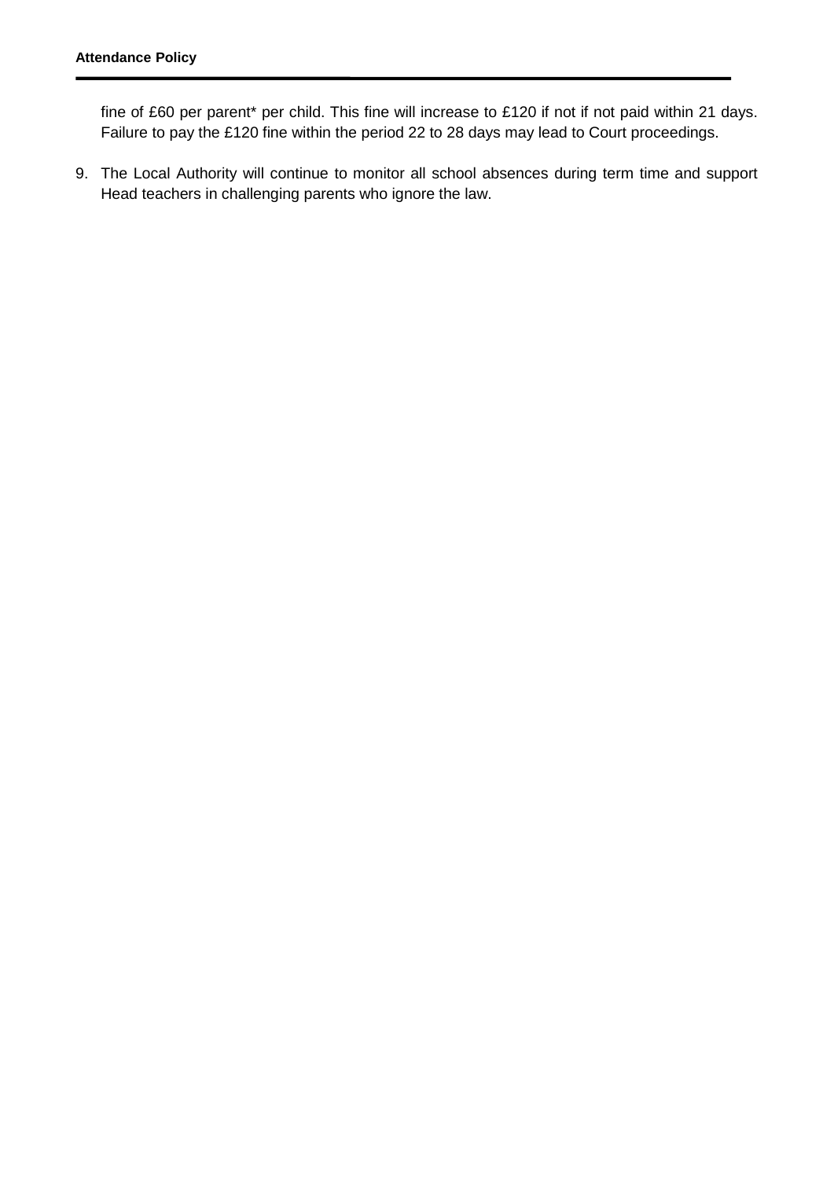fine of £60 per parent* per child. This fine will increase to £120 if not if not paid within 21 days. Failure to pay the £120 fine within the period 22 to 28 days may lead to Court proceedings.

9. The Local Authority will continue to monitor all school absences during term time and support Head teachers in challenging parents who ignore the law.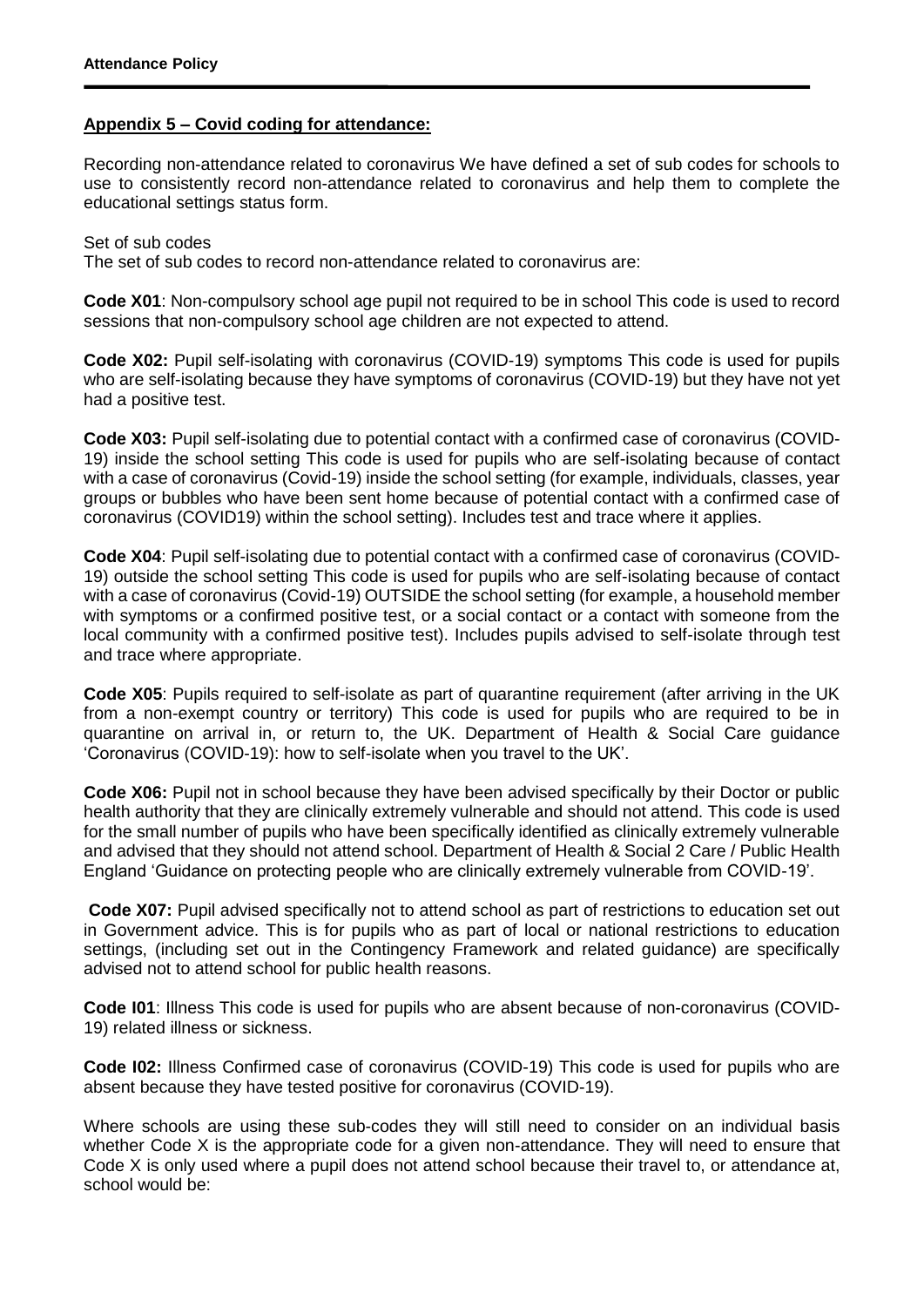## Appendix 5 – Covid coding for attendance:

Recording non-attendance related to coronavirus We have defined a set of sub codes for schools to use to consistently record non-attendance related to coronavirus and help them to complete the educational settings status form.

Set of sub codes
The set of sub codes to record non-attendance related to coronavirus are:

**Code X01**: Non-compulsory school age pupil not required to be in school This code is used to record sessions that non-compulsory school age children are not expected to attend.

**Code X02:** Pupil self-isolating with coronavirus (COVID-19) symptoms This code is used for pupils who are self-isolating because they have symptoms of coronavirus (COVID-19) but they have not yet had a positive test.

**Code X03:** Pupil self-isolating due to potential contact with a confirmed case of coronavirus (COVID-19) inside the school setting This code is used for pupils who are self-isolating because of contact with a case of coronavirus (Covid-19) inside the school setting (for example, individuals, classes, year groups or bubbles who have been sent home because of potential contact with a confirmed case of coronavirus (COVID19) within the school setting). Includes test and trace where it applies.

**Code X04**: Pupil self-isolating due to potential contact with a confirmed case of coronavirus (COVID-19) outside the school setting This code is used for pupils who are self-isolating because of contact with a case of coronavirus (Covid-19) OUTSIDE the school setting (for example, a household member with symptoms or a confirmed positive test, or a social contact or a contact with someone from the local community with a confirmed positive test). Includes pupils advised to self-isolate through test and trace where appropriate.

**Code X05**: Pupils required to self-isolate as part of quarantine requirement (after arriving in the UK from a non-exempt country or territory) This code is used for pupils who are required to be in quarantine on arrival in, or return to, the UK. Department of Health & Social Care guidance 'Coronavirus (COVID-19): how to self-isolate when you travel to the UK'.

**Code X06:** Pupil not in school because they have been advised specifically by their Doctor or public health authority that they are clinically extremely vulnerable and should not attend. This code is used for the small number of pupils who have been specifically identified as clinically extremely vulnerable and advised that they should not attend school. Department of Health & Social 2 Care / Public Health England 'Guidance on protecting people who are clinically extremely vulnerable from COVID-19'.

**Code X07:** Pupil advised specifically not to attend school as part of restrictions to education set out in Government advice. This is for pupils who as part of local or national restrictions to education settings, (including set out in the Contingency Framework and related guidance) are specifically advised not to attend school for public health reasons.

**Code I01**: Illness This code is used for pupils who are absent because of non-coronavirus (COVID-19) related illness or sickness.

**Code I02:** Illness Confirmed case of coronavirus (COVID-19) This code is used for pupils who are absent because they have tested positive for coronavirus (COVID-19).

Where schools are using these sub-codes they will still need to consider on an individual basis whether Code X is the appropriate code for a given non-attendance. They will need to ensure that Code X is only used where a pupil does not attend school because their travel to, or attendance at, school would be: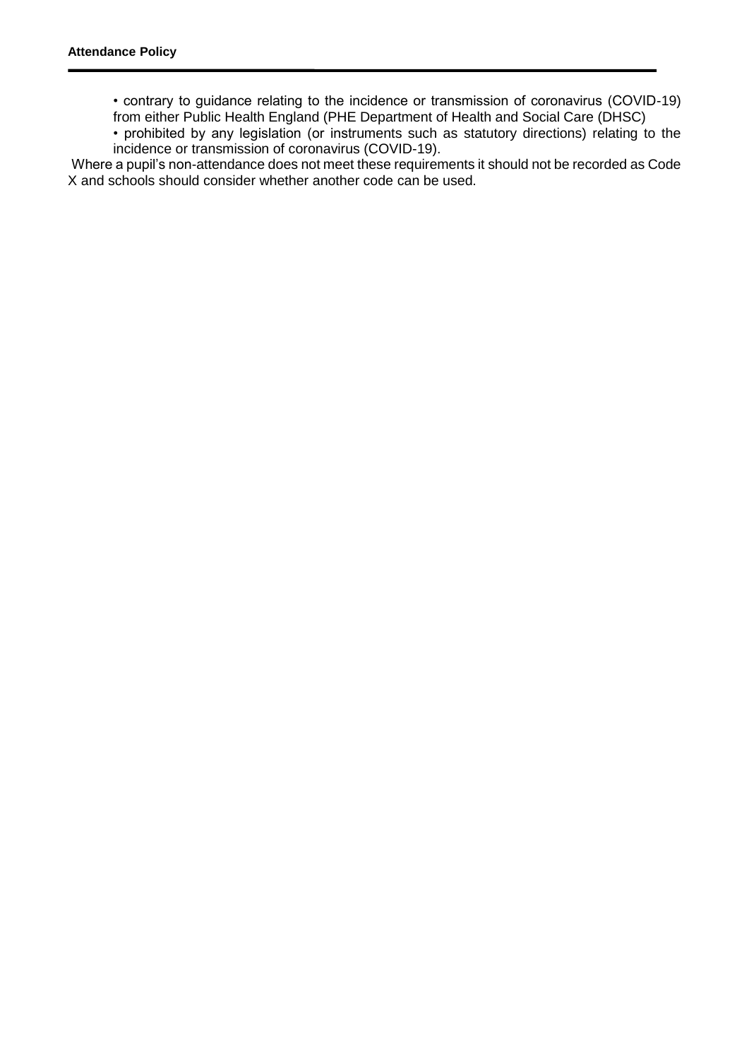- contrary to guidance relating to the incidence or transmission of coronavirus (COVID-19) from either Public Health England (PHE Department of Health and Social Care (DHSC)
- prohibited by any legislation (or instruments such as statutory directions) relating to the incidence or transmission of coronavirus (COVID-19).

Where a pupil's non-attendance does not meet these requirements it should not be recorded as Code X and schools should consider whether another code can be used.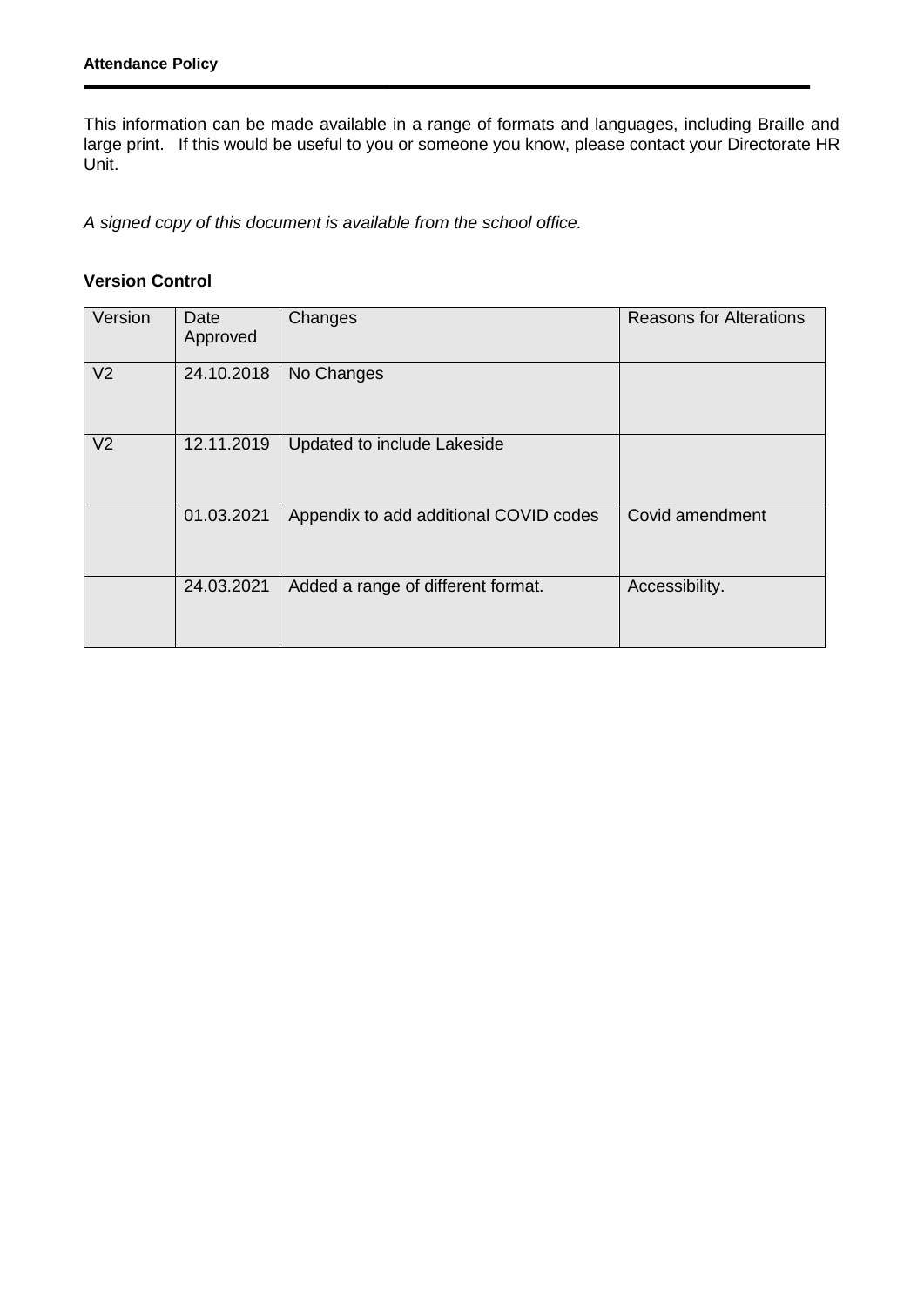This information can be made available in a range of formats and languages, including Braille and large print. If this would be useful to you or someone you know, please contact your Directorate HR Unit.

*A signed copy of this document is available from the school office.*

**Version Control**

| Version | Date Approved | Changes | Reasons for Alterations |
| --- | --- | --- | --- |
| V2 | 24.10.2018 | No Changes | |
| V2 | 12.11.2019 | Updated to include Lakeside | |
| | 01.03.2021 | Appendix to add additional COVID codes | Covid amendment |
| | 24.03.2021 | Added a range of different format. | Accessibility. |